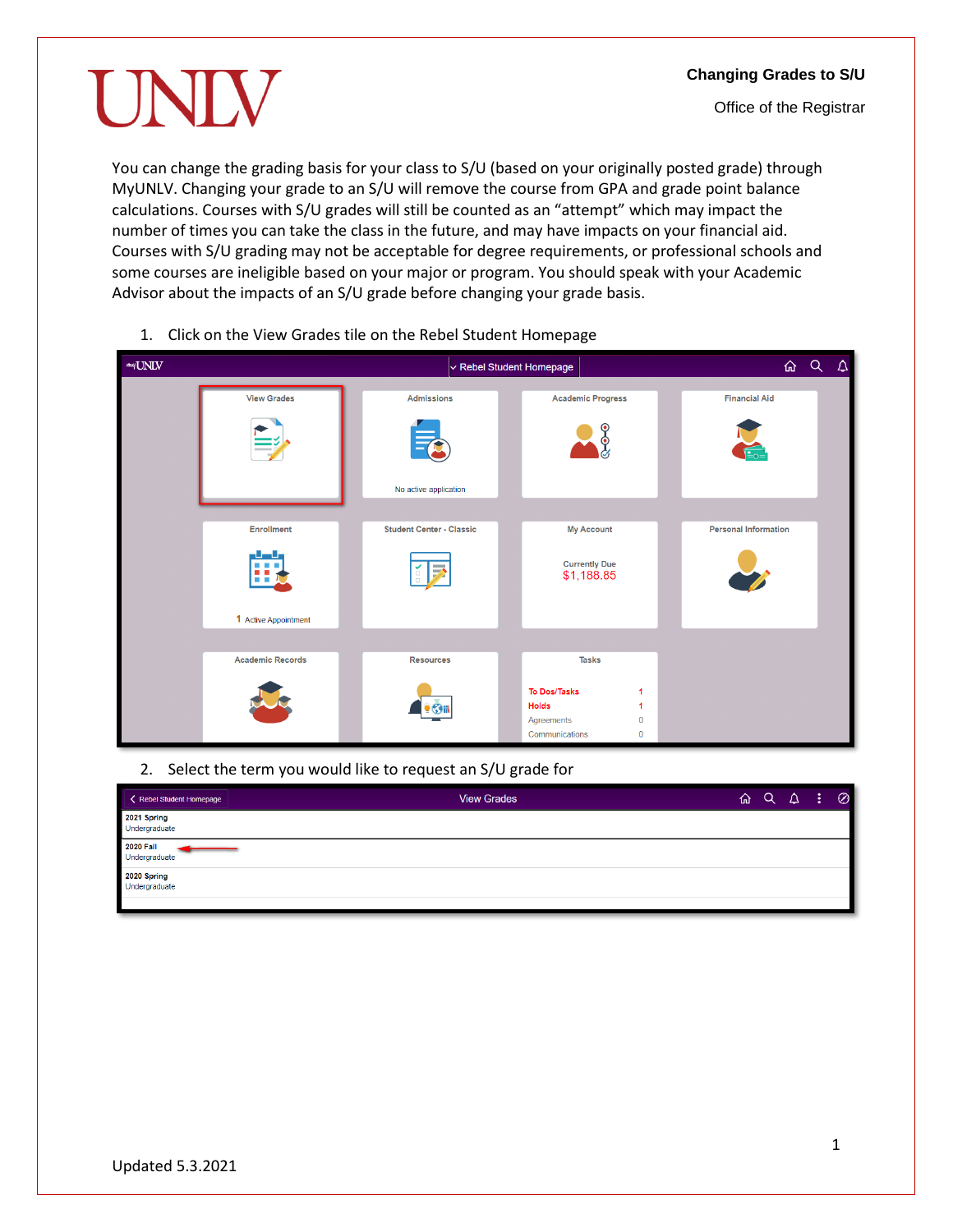UNLV

**Changing Grades to S/U**

Office of the Registrar

You can change the grading basis for your class to S/U (based on your originally posted grade) through MyUNLV. Changing your grade to an S/U will remove the course from GPA and grade point balance calculations. Courses with S/U grades will still be counted as an "attempt" which may impact the number of times you can take the class in the future, and may have impacts on your financial aid. Courses with S/U grading may not be acceptable for degree requirements, or professional schools and some courses are ineligible based on your major or program. You should speak with your Academic Advisor about the impacts of an S/U grade before changing your grade basis.

1. Click on the View Grades tile on the Rebel Student Homepage

2. Select the term you would like to request an S/U grade for

Updated 5.3.2021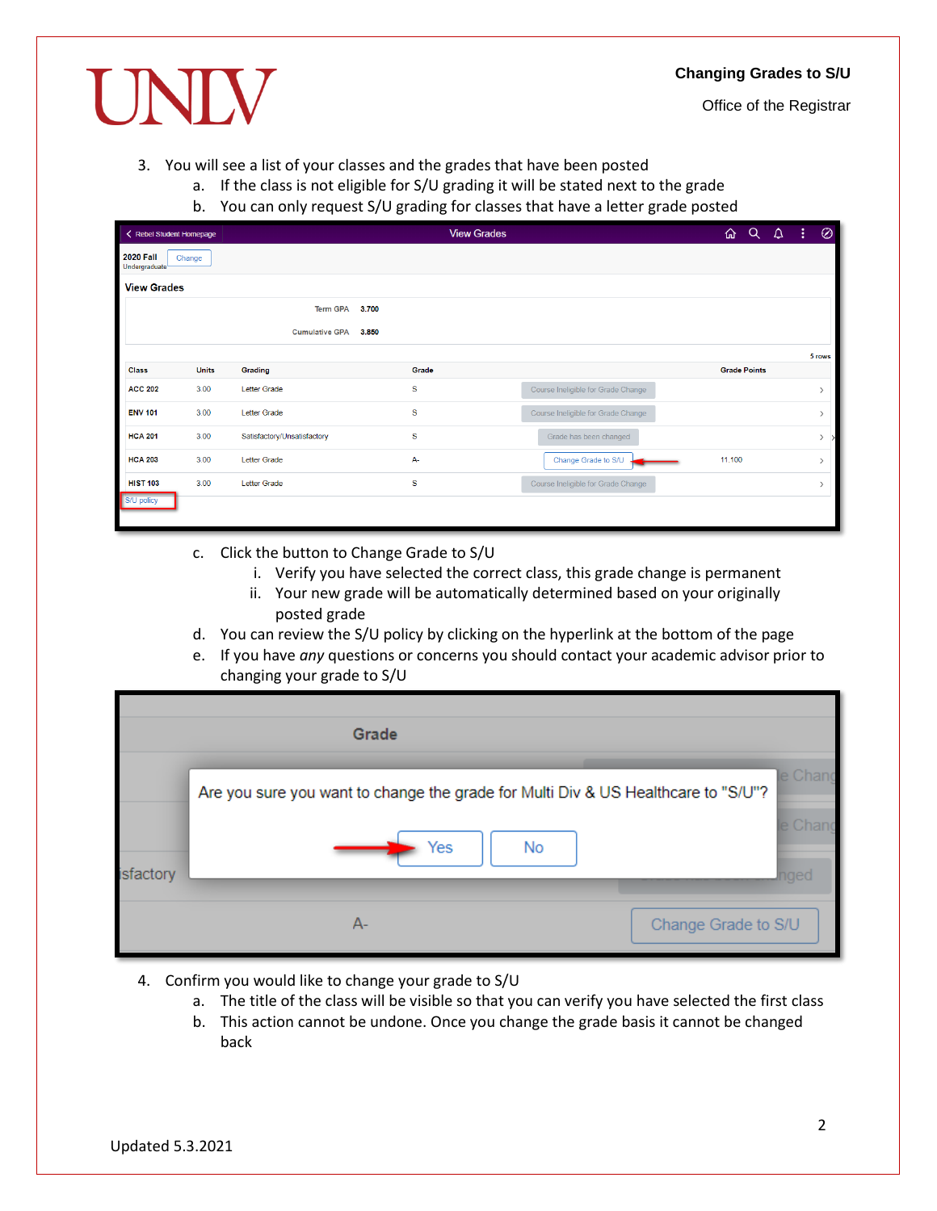3. You will see a list of your classes and the grades that have been posted
    a. If the class is not eligible for S/U grading it will be stated next to the grade
    b. You can only request S/U grading for classes that have a letter grade posted

    c. Click the button to Change Grade to S/U
        i. Verify you have selected the correct class, this grade change is permanent
        ii. Your new grade will be automatically determined based on your originally posted grade
    d. You can review the S/U policy by clicking on the hyperlink at the bottom of the page
    e. If you have *any* questions or concerns you should contact your academic advisor prior to changing your grade to S/U

4. Confirm you would like to change your grade to S/U
    a. The title of the class will be visible so that you can verify you have selected the first class
    b. This action cannot be undone. Once you change the grade basis it cannot be changed back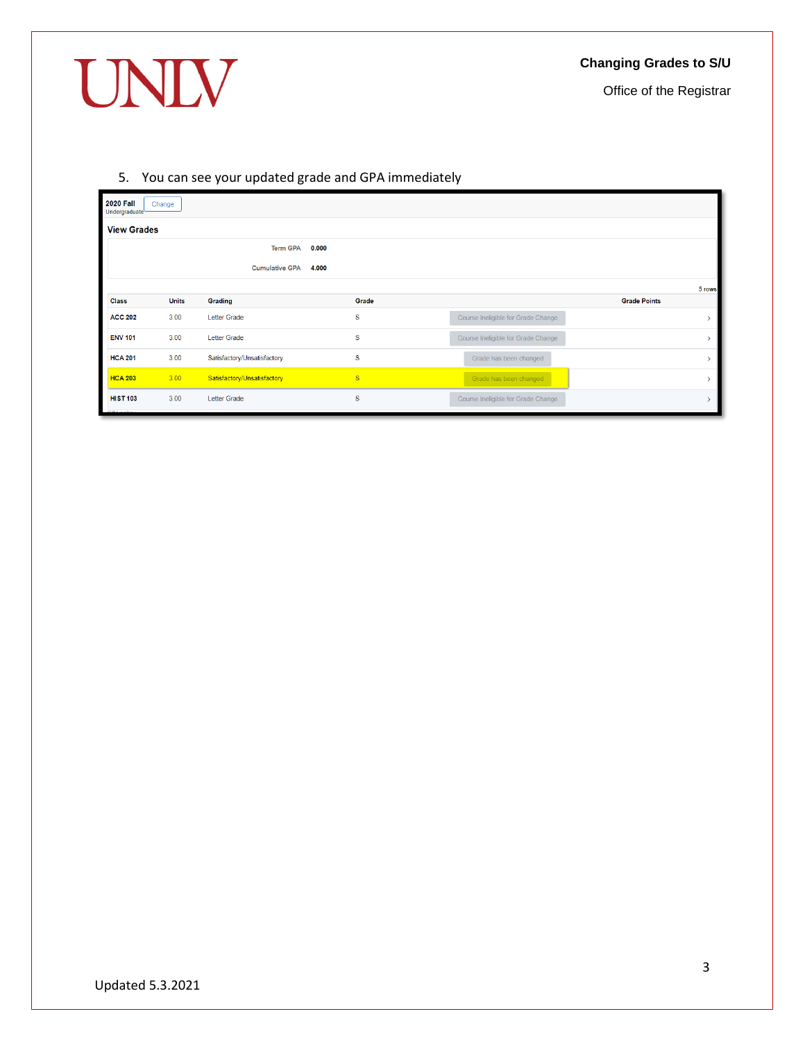5. You can see your updated grade and GPA immediately

2020 Fall
Undergraduate
Change

**View Grades**

Term GPA 0.000

Cumulative GPA 4.000

5 rows

| Class | Units | Grading | Grade | | Grade Points | |
|---|---|---|---|---|---|---|
| ACC 202 | 3.00 | Letter Grade | S | Course Ineligible for Grade Change | | › |
| ENV 101 | 3.00 | Letter Grade | S | Course Ineligible for Grade Change | | › |
| HCA 201 | 3.00 | Satisfactory/Unsatisfactory | S | Grade has been changed | | › |
| HCA 203 | 3.00 | Satisfactory/Unsatisfactory | S | Grade has been changed | | › |
| HIST 103 | 3.00 | Letter Grade | S | Course Ineligible for Grade Change | | › |

Updated 5.3.2021